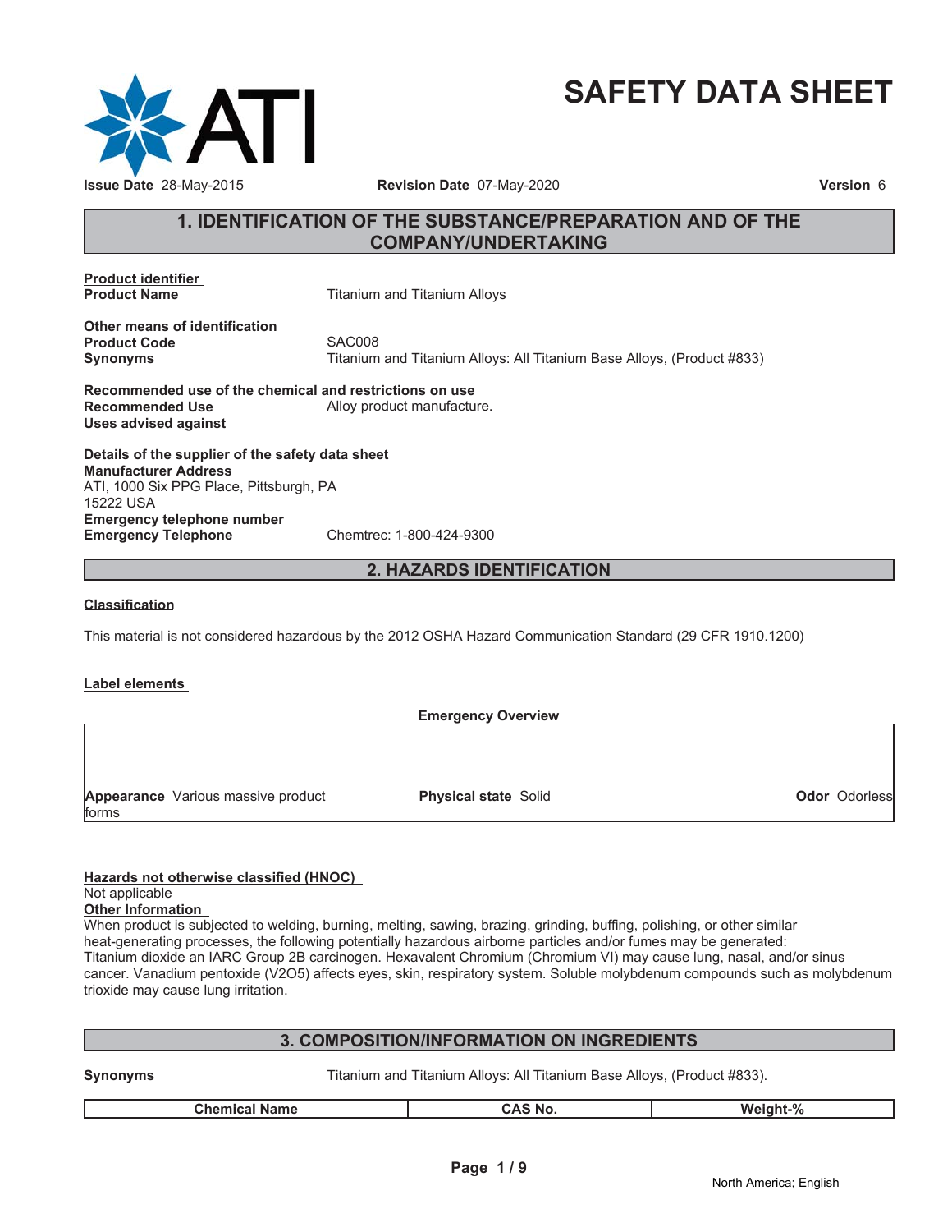# SAFETY DATA SHEET

**Issue Date** 28-May-2015 **Revision Date** 07-May-2020 **Version** 6

## 1. IDENTIFICATION OF THE SUBSTANCE/PREPARATION AND OF THE COMPANY/UNDERTAKING

**Product identifier**

**Product Name** Titanium and Titanium Alloys

**Other means of identification**

**Product Code** SAC008

**Synonyms** Titanium and Titanium Alloys: All Titanium Base Alloys, (Product #833)

**Recommended use of the chemical and restrictions on use**

**Recommended Use** Alloy product manufacture.

**Uses advised against**

**Details of the supplier of the safety data sheet**

**Manufacturer Address**

ATI, 1000 Six PPG Place, Pittsburgh, PA
15222 USA

**Emergency telephone number**

**Emergency Telephone** Chemtrec: 1-800-424-9300

## 2. HAZARDS IDENTIFICATION

**Classification**

This material is not considered hazardous by the 2012 OSHA Hazard Communication Standard (29 CFR 1910.1200)

**Label elements**

**Emergency Overview**

| | | |
|---|---|---|
| **Appearance** Various massive product forms | **Physical state** Solid | **Odor** Odorless |

**Hazards not otherwise classified (HNOC)**

Not applicable

**Other Information**

When product is subjected to welding, burning, melting, sawing, brazing, grinding, buffing, polishing, or other similar heat-generating processes, the following potentially hazardous airborne particles and/or fumes may be generated: Titanium dioxide an IARC Group 2B carcinogen. Hexavalent Chromium (Chromium VI) may cause lung, nasal, and/or sinus cancer. Vanadium pentoxide ($V_2O_5$) affects eyes, skin, respiratory system. Soluble molybdenum compounds such as molybdenum trioxide may cause lung irritation.

## 3. COMPOSITION/INFORMATION ON INGREDIENTS

**Synonyms** Titanium and Titanium Alloys: All Titanium Base Alloys, (Product #833).

| Chemical Name | CAS No. | Weight-% |
|---|---|---|

North America; English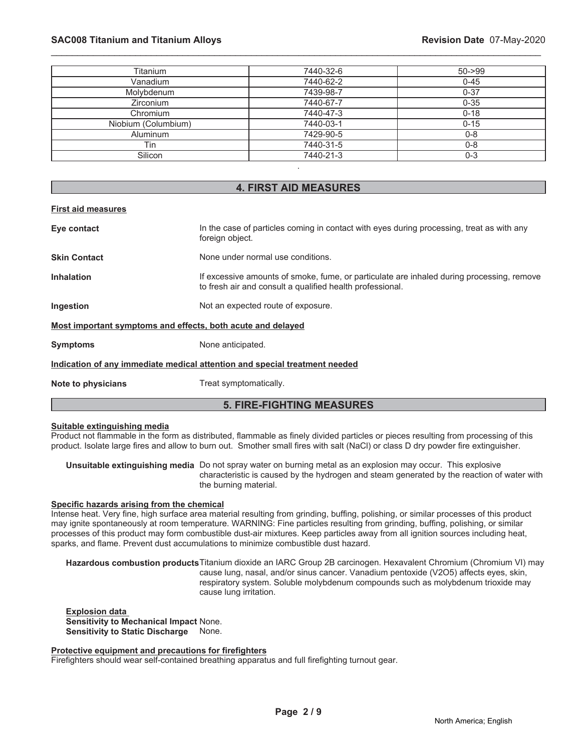| Titanium | 7440-32-6 | 50->99 |
|---|---|---|
| Vanadium | 7440-62-2 | 0-45 |
| Molybdenum | 7439-98-7 | 0-37 |
| Zirconium | 7440-67-7 | 0-35 |
| Chromium | 7440-47-3 | 0-18 |
| Niobium (Columbium) | 7440-03-1 | 0-15 |
| Aluminum | 7429-90-5 | 0-8 |
| Tin | 7440-31-5 | 0-8 |
| Silicon | 7440-21-3 | 0-3 |

.

## 4. FIRST AID MEASURES

**First aid measures**

**Eye contact** In the case of particles coming in contact with eyes during processing, treat as with any foreign object.

**Skin Contact** None under normal use conditions.

**Inhalation** If excessive amounts of smoke, fume, or particulate are inhaled during processing, remove to fresh air and consult a qualified health professional.

**Ingestion** Not an expected route of exposure.

**Most important symptoms and effects, both acute and delayed**

**Symptoms** None anticipated.

**Indication of any immediate medical attention and special treatment needed**

**Note to physicians** Treat symptomatically.

## 5. FIRE-FIGHTING MEASURES

**Suitable extinguishing media**

Product not flammable in the form as distributed, flammable as finely divided particles or pieces resulting from processing of this product. Isolate large fires and allow to burn out. Smother small fires with salt (NaCl) or class D dry powder fire extinguisher.

**Unsuitable extinguishing media** Do not spray water on burning metal as an explosion may occur. This explosive characteristic is caused by the hydrogen and steam generated by the reaction of water with the burning material.

**Specific hazards arising from the chemical**

Intense heat. Very fine, high surface area material resulting from grinding, buffing, polishing, or similar processes of this product may ignite spontaneously at room temperature. WARNING: Fine particles resulting from grinding, buffing, polishing, or similar processes of this product may form combustible dust-air mixtures. Keep particles away from all ignition sources including heat, sparks, and flame. Prevent dust accumulations to minimize combustible dust hazard.

**Hazardous combustion products** Titanium dioxide an IARC Group 2B carcinogen. Hexavalent Chromium (Chromium VI) may cause lung, nasal, and/or sinus cancer. Vanadium pentoxide ($V_2O_5$) affects eyes, skin, respiratory system. Soluble molybdenum compounds such as molybdenum trioxide may cause lung irritation.

**Explosion data**

**Sensitivity to Mechanical Impact** None.
**Sensitivity to Static Discharge** None.

**Protective equipment and precautions for firefighters**

Firefighters should wear self-contained breathing apparatus and full firefighting turnout gear.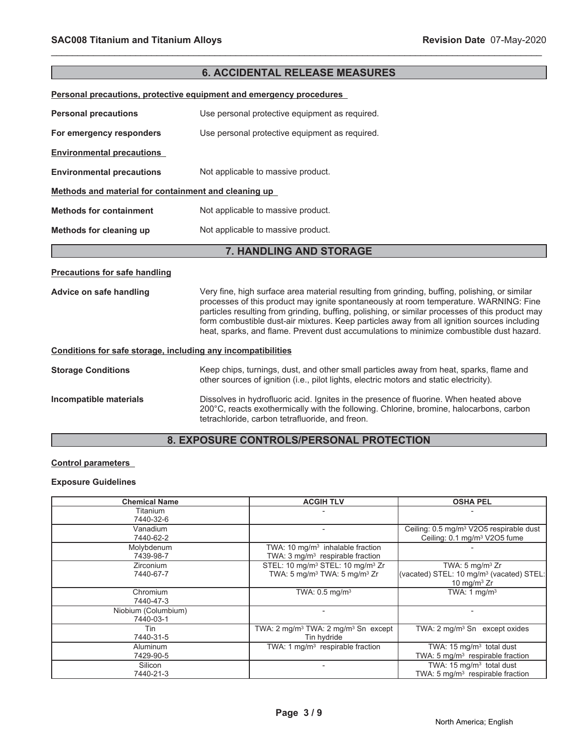## 6. ACCIDENTAL RELEASE MEASURES

**Personal precautions, protective equipment and emergency procedures**

**Personal precautions** Use personal protective equipment as required.

**For emergency responders** Use personal protective equipment as required.

**Environmental precautions**

**Environmental precautions** Not applicable to massive product.

**Methods and material for containment and cleaning up**

**Methods for containment** Not applicable to massive product.

**Methods for cleaning up** Not applicable to massive product.

## 7. HANDLING AND STORAGE

**Precautions for safe handling**

**Advice on safe handling** Very fine, high surface area material resulting from grinding, buffing, polishing, or similar processes of this product may ignite spontaneously at room temperature. WARNING: Fine particles resulting from grinding, buffing, polishing, or similar processes of this product may form combustible dust-air mixtures. Keep particles away from all ignition sources including heat, sparks, and flame. Prevent dust accumulations to minimize combustible dust hazard.

**Conditions for safe storage, including any incompatibilities**

**Storage Conditions** Keep chips, turnings, dust, and other small particles away from heat, sparks, flame and other sources of ignition (i.e., pilot lights, electric motors and static electricity).

**Incompatible materials** Dissolves in hydrofluoric acid. Ignites in the presence of fluorine. When heated above 200°C, reacts exothermically with the following. Chlorine, bromine, halocarbons, carbon tetrachloride, carbon tetrafluoride, and freon.

## 8. EXPOSURE CONTROLS/PERSONAL PROTECTION

**Control parameters**

**Exposure Guidelines**

| Chemical Name | ACGIH TLV | OSHA PEL |
|---|---|---|
| Titanium 7440-32-6 | - | - |
| Vanadium 7440-62-2 | - | Ceiling: 0.5 mg/m³ V2O5 respirable dust Ceiling: 0.1 mg/m³ V2O5 fume |
| Molybdenum 7439-98-7 | TWA: 10 mg/m³ inhalable fraction TWA: 3 mg/m³ respirable fraction | - |
| Zirconium 7440-67-7 | STEL: 10 mg/m³ STEL: 10 mg/m³ Zr TWA: 5 mg/m³ TWA: 5 mg/m³ Zr | TWA: 5 mg/m³ Zr (vacated) STEL: 10 mg/m³ (vacated) STEL: 10 mg/m³ Zr |
| Chromium 7440-47-3 | TWA: 0.5 mg/m³ | TWA: 1 mg/m³ |
| Niobium (Columbium) 7440-03-1 | - | - |
| Tin 7440-31-5 | TWA: 2 mg/m³ TWA: 2 mg/m³ Sn except Tin hydride | TWA: 2 mg/m³ Sn except oxides |
| Aluminum 7429-90-5 | TWA: 1 mg/m³ respirable fraction | TWA: 15 mg/m³ total dust TWA: 5 mg/m³ respirable fraction |
| Silicon 7440-21-3 | - | TWA: 15 mg/m³ total dust TWA: 5 mg/m³ respirable fraction |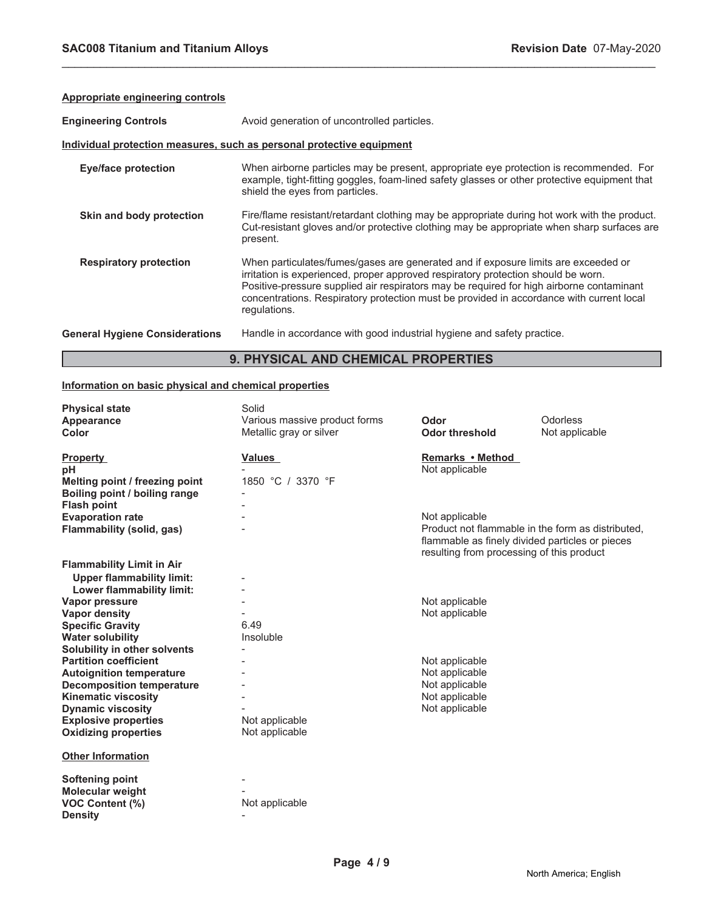**Appropriate engineering controls**

**Engineering Controls** Avoid generation of uncontrolled particles.

**Individual protection measures, such as personal protective equipment**

**Eye/face protection** When airborne particles may be present, appropriate eye protection is recommended. For example, tight-fitting goggles, foam-lined safety glasses or other protective equipment that shield the eyes from particles.

**Skin and body protection** Fire/flame resistant/retardant clothing may be appropriate during hot work with the product. Cut-resistant gloves and/or protective clothing may be appropriate when sharp surfaces are present.

**Respiratory protection** When particulates/fumes/gases are generated and if exposure limits are exceeded or irritation is experienced, proper approved respiratory protection should be worn. Positive-pressure supplied air respirators may be required for high airborne contaminant concentrations. Respiratory protection must be provided in accordance with current local regulations.

**General Hygiene Considerations** Handle in accordance with good industrial hygiene and safety practice.

## 9. PHYSICAL AND CHEMICAL PROPERTIES

**Information on basic physical and chemical properties**

| | | | |
|---|---|---|---|
| **Physical state** | Solid | | |
| **Appearance** | Various massive product forms | **Odor** | Odorless |
| **Color** | Metallic gray or silver | **Odor threshold** | Not applicable |

| **Property** | **Values** | **Remarks • Method** |
|---|---|---|
| **pH** | - | Not applicable |
| **Melting point / freezing point** | 1850 °C / 3370 °F | |
| **Boiling point / boiling range** | - | |
| **Flash point** | - | |
| **Evaporation rate** | - | Not applicable |
| **Flammability (solid, gas)** | - | Product not flammable in the form as distributed, flammable as finely divided particles or pieces resulting from processing of this product |
| **Flammability Limit in Air** | | |
| **Upper flammability limit:** | - | |
| **Lower flammability limit:** | - | |
| **Vapor pressure** | - | Not applicable |
| **Vapor density** | - | Not applicable |
| **Specific Gravity** | 6.49 | |
| **Water solubility** | Insoluble | |
| **Solubility in other solvents** | - | |
| **Partition coefficient** | - | Not applicable |
| **Autoignition temperature** | - | Not applicable |
| **Decomposition temperature** | - | Not applicable |
| **Kinematic viscosity** | - | Not applicable |
| **Dynamic viscosity** | - | Not applicable |
| **Explosive properties** | Not applicable | |
| **Oxidizing properties** | Not applicable | |

**Other Information**

| | |
|---|---|
| **Softening point** | - |
| **Molecular weight** | - |
| **VOC Content (%)** | Not applicable |
| **Density** | - |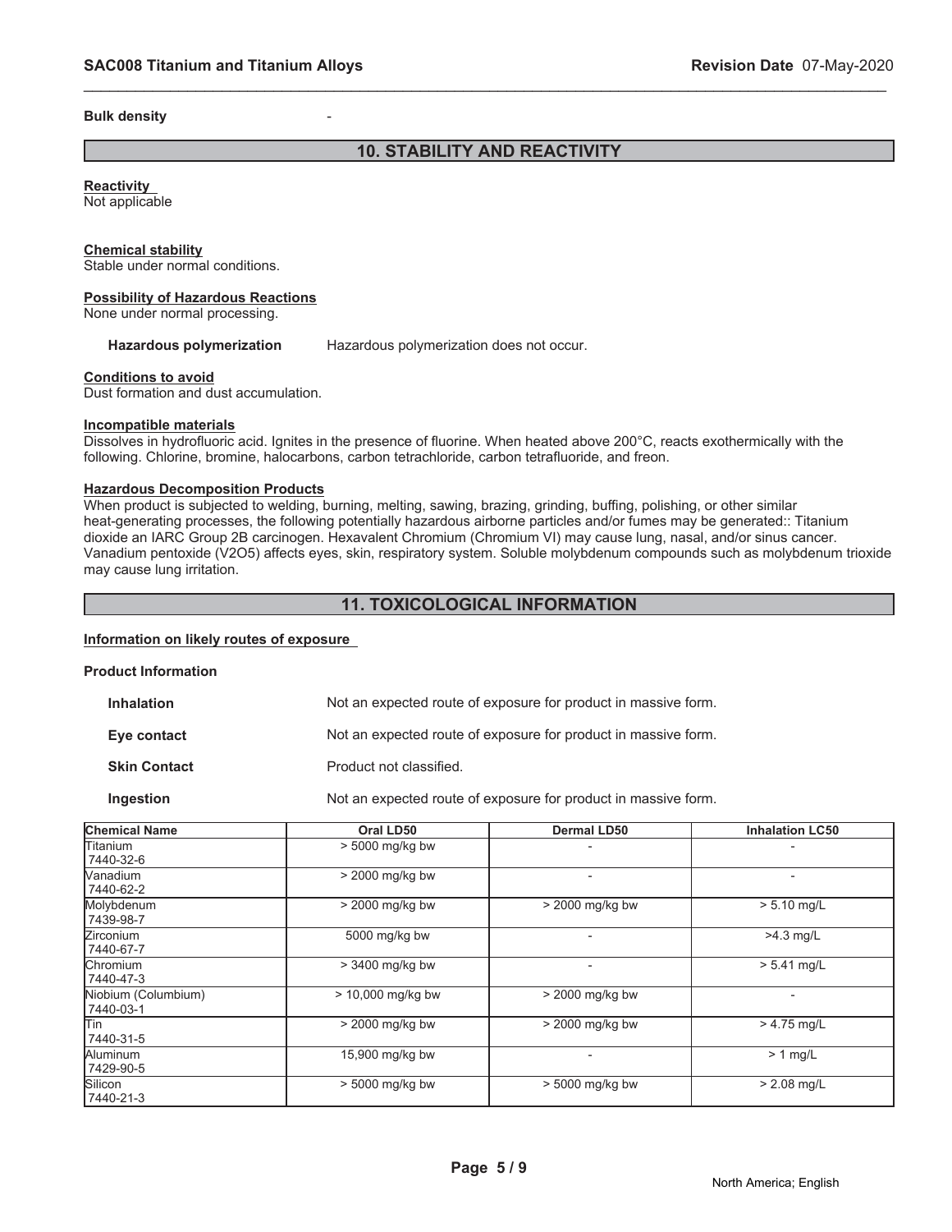**Bulk density** -

## 10. STABILITY AND REACTIVITY

**Reactivity**
Not applicable

**Chemical stability**
Stable under normal conditions.

**Possibility of Hazardous Reactions**
None under normal processing.

**Hazardous polymerization** Hazardous polymerization does not occur.

**Conditions to avoid**
Dust formation and dust accumulation.

**Incompatible materials**
Dissolves in hydrofluoric acid. Ignites in the presence of fluorine. When heated above 200°C, reacts exothermically with the following. Chlorine, bromine, halocarbons, carbon tetrachloride, carbon tetrafluoride, and freon.

**Hazardous Decomposition Products**
When product is subjected to welding, burning, melting, sawing, brazing, grinding, buffing, polishing, or other similar heat-generating processes, the following potentially hazardous airborne particles and/or fumes may be generated:: Titanium dioxide an IARC Group 2B carcinogen. Hexavalent Chromium (Chromium VI) may cause lung, nasal, and/or sinus cancer. Vanadium pentoxide ($V_2O_5$) affects eyes, skin, respiratory system. Soluble molybdenum compounds such as molybdenum trioxide may cause lung irritation.

## 11. TOXICOLOGICAL INFORMATION

**Information on likely routes of exposure**

**Product Information**

**Inhalation** Not an expected route of exposure for product in massive form.

**Eye contact** Not an expected route of exposure for product in massive form.

**Skin Contact** Product not classified.

**Ingestion** Not an expected route of exposure for product in massive form.

| Chemical Name | Oral LD50 | Dermal LD50 | Inhalation LC50 |
|---|---|---|---|
| Titanium 7440-32-6 | > 5000 mg/kg bw | - | - |
| Vanadium 7440-62-2 | > 2000 mg/kg bw | - | - |
| Molybdenum 7439-98-7 | > 2000 mg/kg bw | > 2000 mg/kg bw | > 5.10 mg/L |
| Zirconium 7440-67-7 | 5000 mg/kg bw | - | >4.3 mg/L |
| Chromium 7440-47-3 | > 3400 mg/kg bw | - | > 5.41 mg/L |
| Niobium (Columbium) 7440-03-1 | > 10,000 mg/kg bw | > 2000 mg/kg bw | - |
| Tin 7440-31-5 | > 2000 mg/kg bw | > 2000 mg/kg bw | > 4.75 mg/L |
| Aluminum 7429-90-5 | 15,900 mg/kg bw | - | > 1 mg/L |
| Silicon 7440-21-3 | > 5000 mg/kg bw | > 5000 mg/kg bw | > 2.08 mg/L |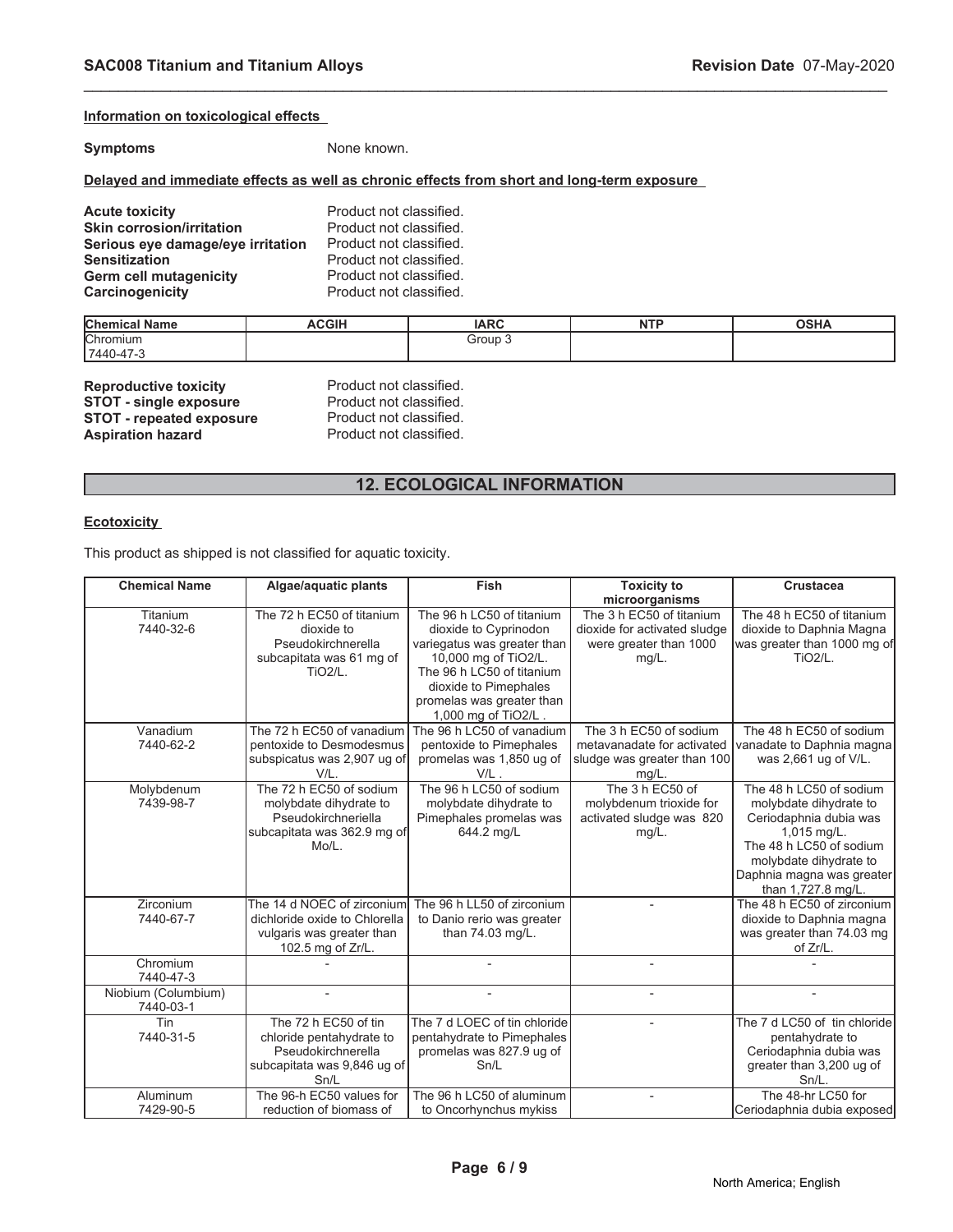**Information on toxicological effects**

**Symptoms** None known.

**Delayed and immediate effects as well as chronic effects from short and long-term exposure**

**Acute toxicity** Product not classified.
**Skin corrosion/irritation** Product not classified.
**Serious eye damage/eye irritation** Product not classified.
**Sensitization** Product not classified.
**Germ cell mutagenicity** Product not classified.
**Carcinogenicity** Product not classified.

| Chemical Name | ACGIH | IARC | NTP | OSHA |
|---|---|---|---|---|
| Chromium<br>7440-47-3 | | Group 3 | | |

**Reproductive toxicity** Product not classified.
**STOT - single exposure** Product not classified.
**STOT - repeated exposure** Product not classified.
**Aspiration hazard** Product not classified.

## 12. ECOLOGICAL INFORMATION

**Ecotoxicity**

This product as shipped is not classified for aquatic toxicity.

| Chemical Name | Algae/aquatic plants | Fish | Toxicity to microorganisms | Crustacea |
|---|---|---|---|---|
| Titanium<br>7440-32-6 | The 72 h EC50 of titanium dioxide to Pseudokirchnerella subcapitata was 61 mg of TiO2/L. | The 96 h LC50 of titanium dioxide to Cyprinodon variegatus was greater than 10,000 mg of TiO2/L. The 96 h LC50 of titanium dioxide to Pimephales promelas was greater than 1,000 mg of TiO2/L . | The 3 h EC50 of titanium dioxide for activated sludge were greater than 1000 mg/L. | The 48 h EC50 of titanium dioxide to Daphnia Magna was greater than 1000 mg of TiO2/L. |
| Vanadium<br>7440-62-2 | The 72 h EC50 of vanadium pentoxide to Desmodesmus subspicatus was 2,907 ug of V/L. | The 96 h LC50 of vanadium pentoxide to Pimephales promelas was 1,850 ug of V/L . | The 3 h EC50 of sodium metavanadate for activated sludge was greater than 100 mg/L. | The 48 h EC50 of sodium vanadate to Daphnia magna was 2,661 ug of V/L. |
| Molybdenum<br>7439-98-7 | The 72 h EC50 of sodium molybdate dihydrate to Pseudokirchneriella subcapitata was 362.9 mg of Mo/L. | The 96 h LC50 of sodium molybdate dihydrate to Pimephales promelas was 644.2 mg/L | The 3 h EC50 of molybdenum trioxide for activated sludge was 820 mg/L. | The 48 h LC50 of sodium molybdate dihydrate to Ceriodaphnia dubia was 1,015 mg/L. The 48 h LC50 of sodium molybdate dihydrate to Daphnia magna was greater than 1,727.8 mg/L. |
| Zirconium<br>7440-67-7 | The 14 d NOEC of zirconium dichloride oxide to Chlorella vulgaris was greater than 102.5 mg of Zr/L. | The 96 h LL50 of zirconium to Danio rerio was greater than 74.03 mg/L. | - | The 48 h EC50 of zirconium dioxide to Daphnia magna was greater than 74.03 mg of Zr/L. |
| Chromium<br>7440-47-3 | - | - | - | - |
| Niobium (Columbium)<br>7440-03-1 | - | - | - | - |
| Tin<br>7440-31-5 | The 72 h EC50 of tin chloride pentahydrate to Pseudokirchnerella subcapitata was 9,846 ug of Sn/L | The 7 d LOEC of tin chloride pentahydrate to Pimephales promelas was 827.9 ug of Sn/L | - | The 7 d LC50 of tin chloride pentahydrate to Ceriodaphnia dubia was greater than 3,200 ug of Sn/L. |
| Aluminum<br>7429-90-5 | The 96-h EC50 values for reduction of biomass of | The 96 h LC50 of aluminum to Oncorhynchus mykiss | - | The 48-hr LC50 for Ceriodaphnia dubia exposed |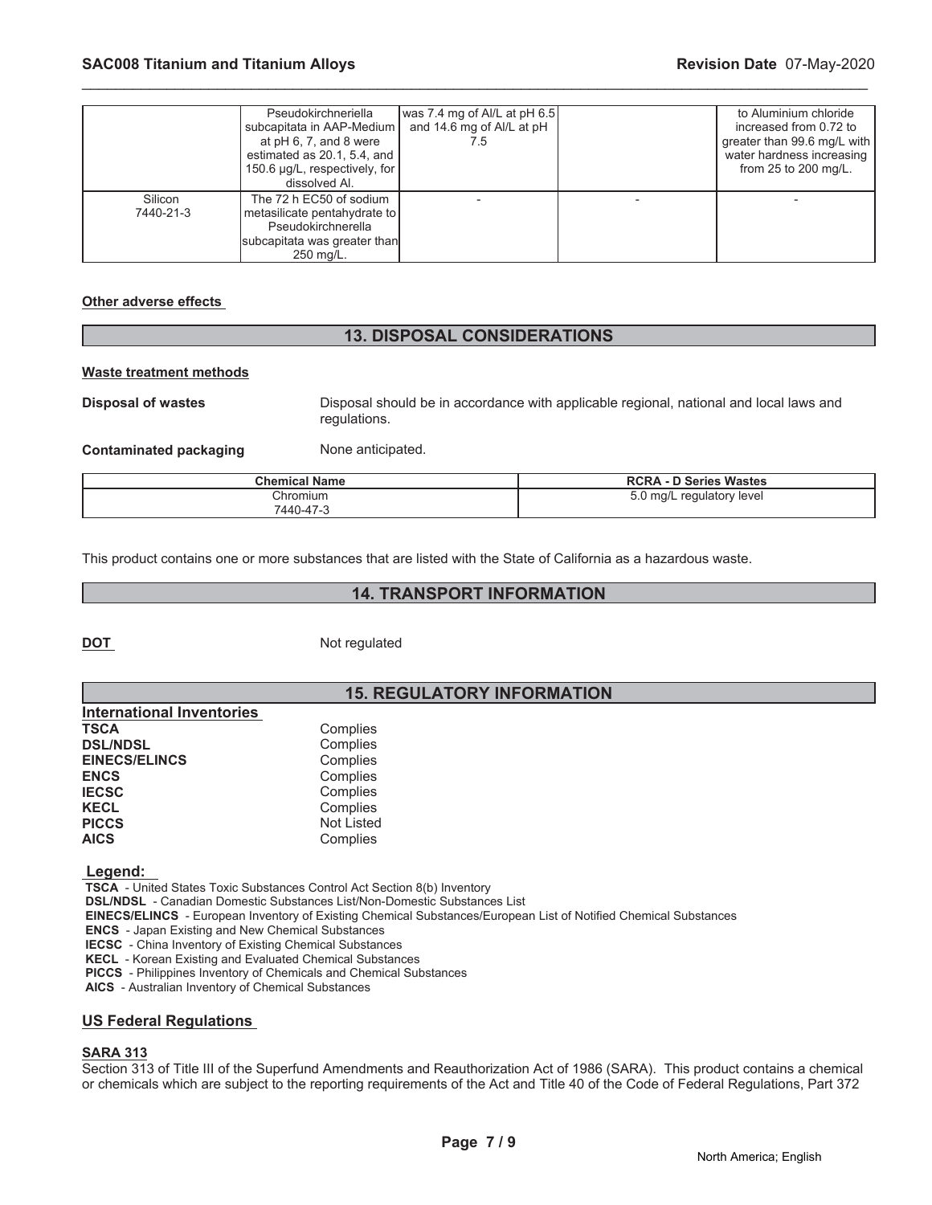| | Pseudokirchneriella subcapitata in AAP-Medium at pH 6, 7, and 8 were estimated as 20.1, 5.4, and 150.6 µg/L, respectively, for dissolved Al. | was 7.4 mg of Al/L at pH 6.5 and 14.6 mg of Al/L at pH 7.5 | | to Aluminium chloride increased from 0.72 to greater than 99.6 mg/L with water hardness increasing from 25 to 200 mg/L. |
|---|---|---|---|---|
| Silicon 7440-21-3 | The 72 h EC50 of sodium metasilicate pentahydrate to Pseudokirchnerella subcapitata was greater than 250 mg/L. | - | - | - |

**Other adverse effects**

## 13. DISPOSAL CONSIDERATIONS

**Waste treatment methods**

**Disposal of wastes** Disposal should be in accordance with applicable regional, national and local laws and regulations.

**Contaminated packaging** None anticipated.

| Chemical Name | RCRA - D Series Wastes |
|---|---|
| Chromium 7440-47-3 | 5.0 mg/L regulatory level |

This product contains one or more substances that are listed with the State of California as a hazardous waste.

## 14. TRANSPORT INFORMATION

**DOT** Not regulated

## 15. REGULATORY INFORMATION

**International Inventories**

| | |
|---|---|
| **TSCA** | Complies |
| **DSL/NDSL** | Complies |
| **EINECS/ELINCS** | Complies |
| **ENCS** | Complies |
| **IECSC** | Complies |
| **KECL** | Complies |
| **PICCS** | Not Listed |
| **AICS** | Complies |

**Legend:**

**TSCA** - United States Toxic Substances Control Act Section 8(b) Inventory
**DSL/NDSL** - Canadian Domestic Substances List/Non-Domestic Substances List
**EINECS/ELINCS** - European Inventory of Existing Chemical Substances/European List of Notified Chemical Substances
**ENCS** - Japan Existing and New Chemical Substances
**IECSC** - China Inventory of Existing Chemical Substances
**KECL** - Korean Existing and Evaluated Chemical Substances
**PICCS** - Philippines Inventory of Chemicals and Chemical Substances
**AICS** - Australian Inventory of Chemical Substances

### US Federal Regulations

**SARA 313**

Section 313 of Title III of the Superfund Amendments and Reauthorization Act of 1986 (SARA). This product contains a chemical or chemicals which are subject to the reporting requirements of the Act and Title 40 of the Code of Federal Regulations, Part 372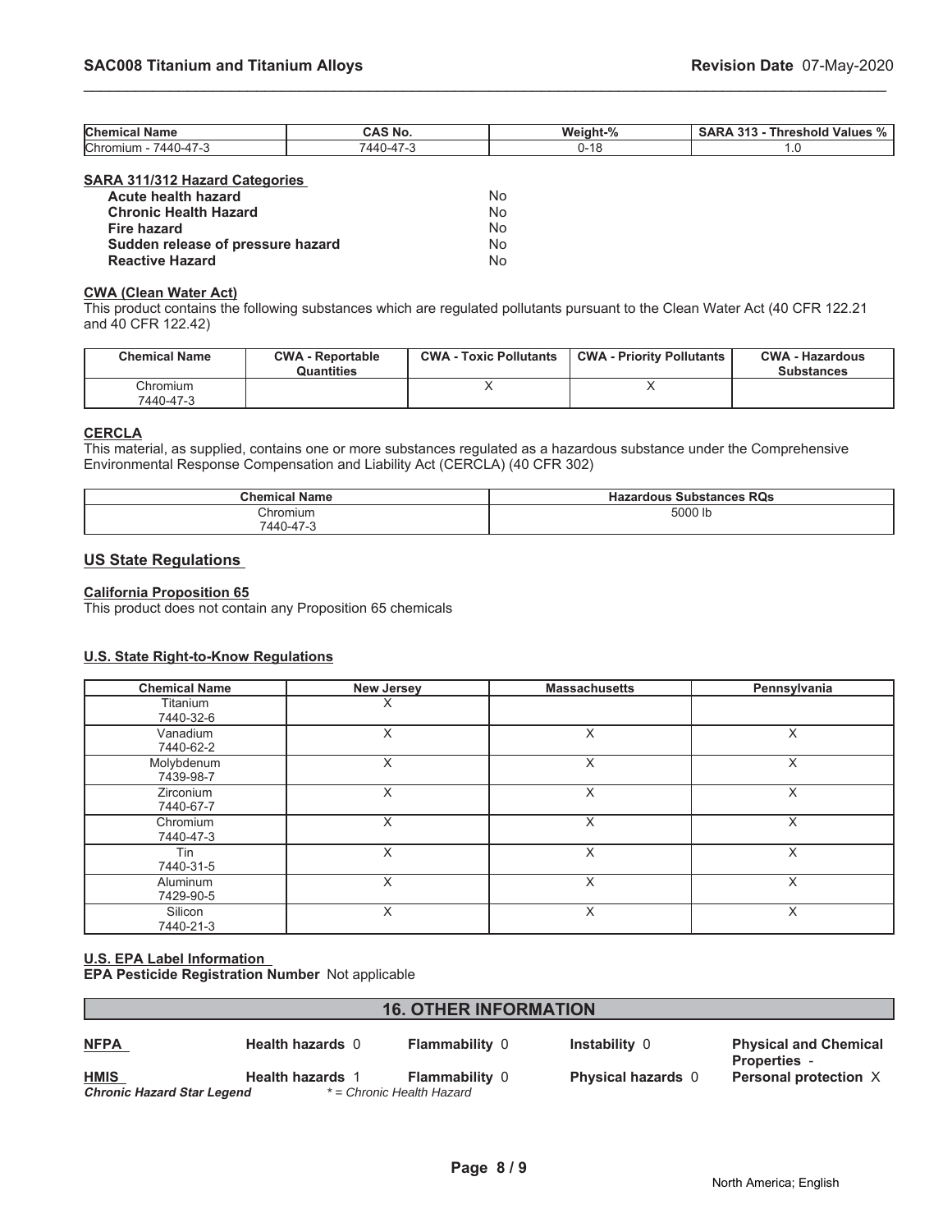| Chemical Name | CAS No. | Weight-% | SARA 313 - Threshold Values % |
|---|---|---|---|
| Chromium - 7440-47-3 | 7440-47-3 | 0-18 | 1.0 |

**SARA 311/312 Hazard Categories**

| | |
|---|---|
| **Acute health hazard** | No |
| **Chronic Health Hazard** | No |
| **Fire hazard** | No |
| **Sudden release of pressure hazard** | No |
| **Reactive Hazard** | No |

**CWA (Clean Water Act)**

This product contains the following substances which are regulated pollutants pursuant to the Clean Water Act (40 CFR 122.21 and 40 CFR 122.42)

| Chemical Name | CWA - Reportable Quantities | CWA - Toxic Pollutants | CWA - Priority Pollutants | CWA - Hazardous Substances |
|---|---|---|---|---|
| Chromium<br>7440-47-3 | | X | X | |

**CERCLA**

This material, as supplied, contains one or more substances regulated as a hazardous substance under the Comprehensive Environmental Response Compensation and Liability Act (CERCLA) (40 CFR 302)

| Chemical Name | Hazardous Substances RQs |
|---|---|
| Chromium<br>7440-47-3 | 5000 lb |

## US State Regulations

**California Proposition 65**

This product does not contain any Proposition 65 chemicals

**U.S. State Right-to-Know Regulations**

| Chemical Name | New Jersey | Massachusetts | Pennsylvania |
|---|---|---|---|
| Titanium<br>7440-32-6 | X | | |
| Vanadium<br>7440-62-2 | X | X | X |
| Molybdenum<br>7439-98-7 | X | X | X |
| Zirconium<br>7440-67-7 | X | X | X |
| Chromium<br>7440-47-3 | X | X | X |
| Tin<br>7440-31-5 | X | X | X |
| Aluminum<br>7429-90-5 | X | X | X |
| Silicon<br>7440-21-3 | X | X | X |

**U.S. EPA Label Information**

**EPA Pesticide Registration Number** Not applicable

## 16. OTHER INFORMATION

| | | | | |
|---|---|---|---|---|
| **NFPA** | **Health hazards** 0 | **Flammability** 0 | **Instability** 0 | **Physical and Chemical Properties** - |
| **HMIS** | **Health hazards** 1 | **Flammability** 0 | **Physical hazards** 0 | **Personal protection** X |

***Chronic Hazard Star Legend*** *\* = Chronic Health Hazard*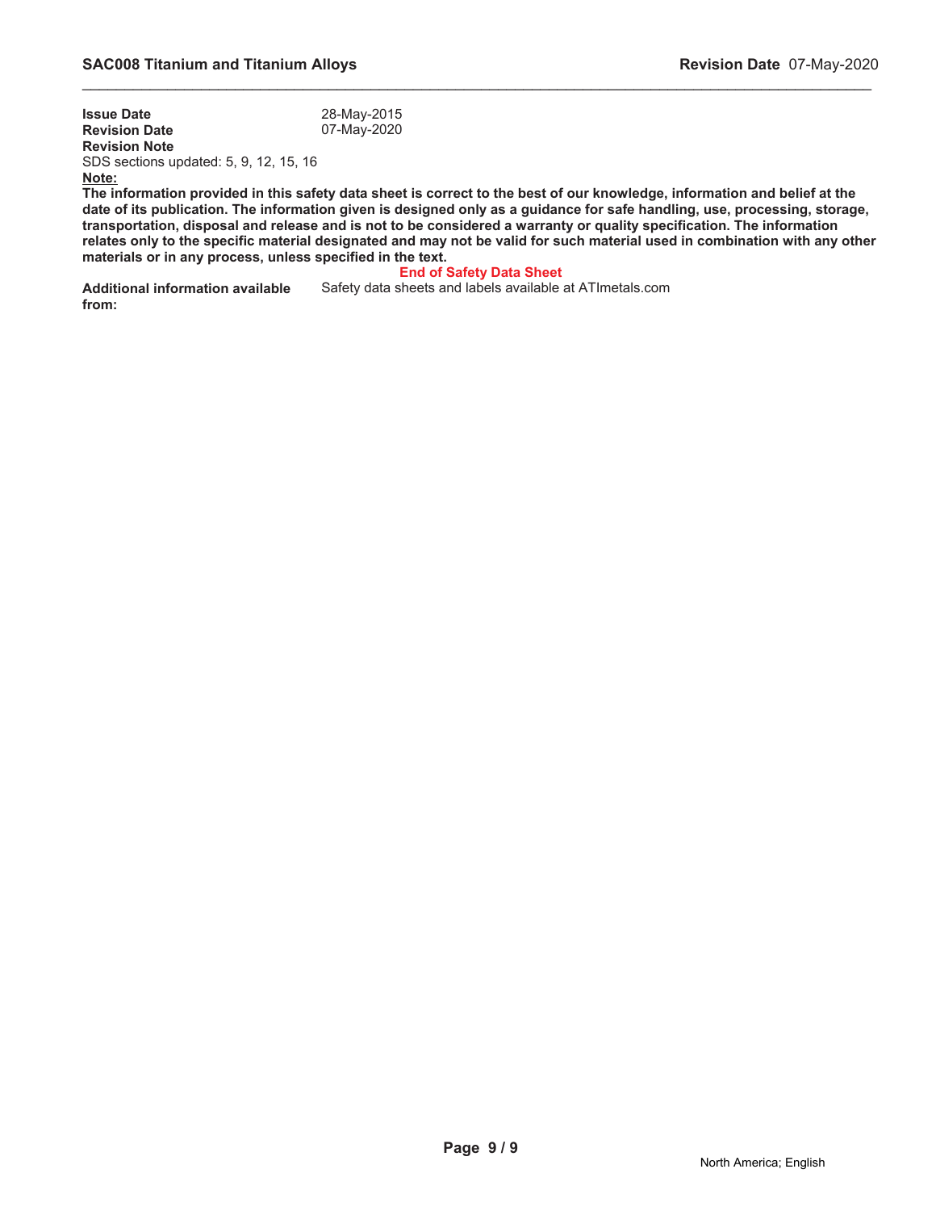**Issue Date** 28-May-2015
**Revision Date** 07-May-2020
**Revision Note**
SDS sections updated: 5, 9, 12, 15, 16

**Note:**

**The information provided in this safety data sheet is correct to the best of our knowledge, information and belief at the date of its publication. The information given is designed only as a guidance for safe handling, use, processing, storage, transportation, disposal and release and is not to be considered a warranty or quality specification. The information relates only to the specific material designated and may not be valid for such material used in combination with any other materials or in any process, unless specified in the text.**

**End of Safety Data Sheet**

**Additional information available from:** Safety data sheets and labels available at ATImetals.com